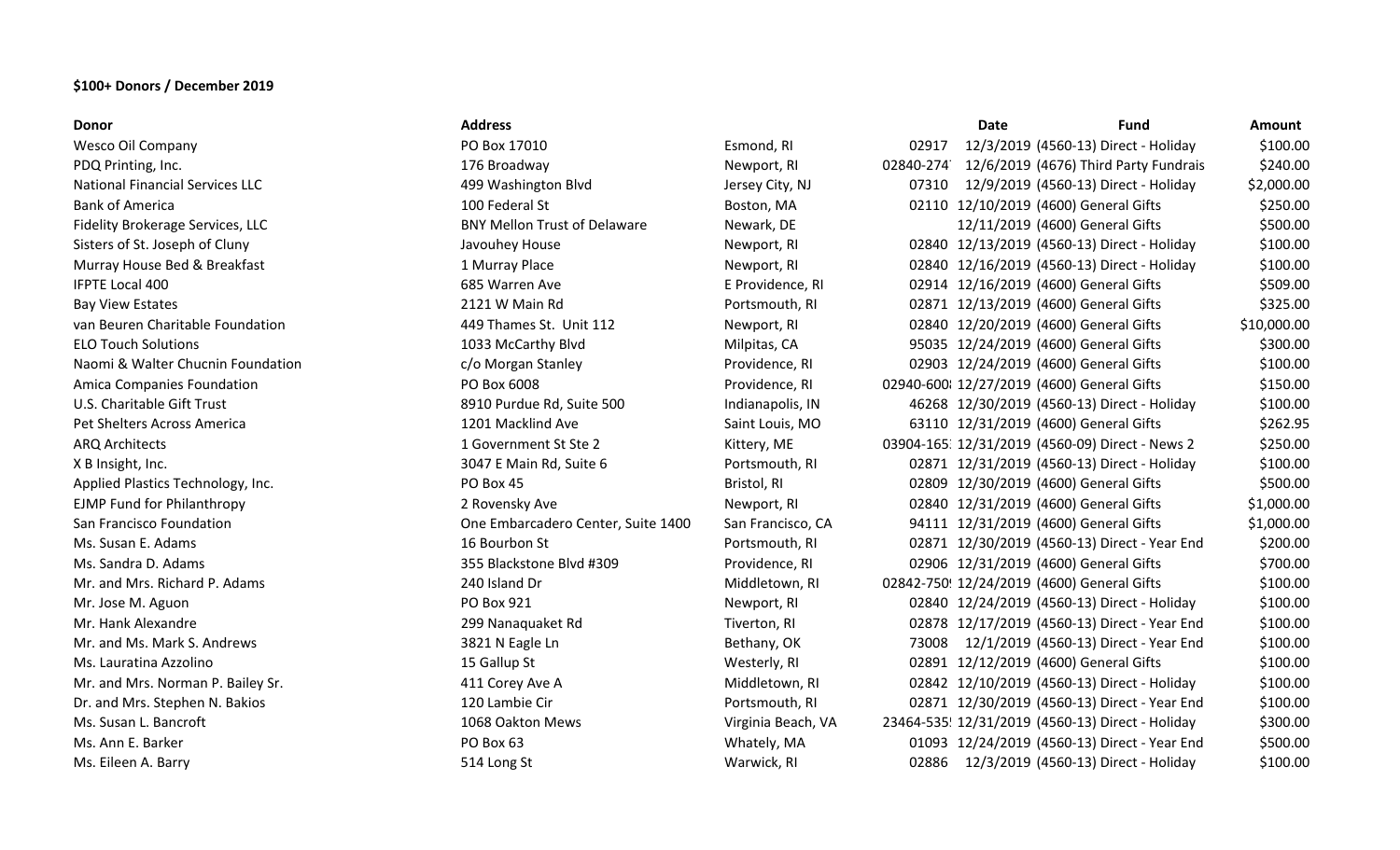**$100+ Donors / December 2019**

| Donor | Address | | | Date | Fund | Amount |
|---|---|---|---|---|---|---|
| Wesco Oil Company | PO Box 17010 | Esmond, RI | 02917 | 12/3/2019 | (4560-13) Direct - Holiday | $100.00 |
| PDQ Printing, Inc. | 176 Broadway | Newport, RI | 02840-274 | 12/6/2019 | (4676) Third Party Fundrais | $240.00 |
| National Financial Services LLC | 499 Washington Blvd | Jersey City, NJ | 07310 | 12/9/2019 | (4560-13) Direct - Holiday | $2,000.00 |
| Bank of America | 100 Federal St | Boston, MA | 02110 | 12/10/2019 | (4600) General Gifts | $250.00 |
| Fidelity Brokerage Services, LLC | BNY Mellon Trust of Delaware | Newark, DE | | 12/11/2019 | (4600) General Gifts | $500.00 |
| Sisters of St. Joseph of Cluny | Javouhey House | Newport, RI | 02840 | 12/13/2019 | (4560-13) Direct - Holiday | $100.00 |
| Murray House Bed & Breakfast | 1 Murray Place | Newport, RI | 02840 | 12/16/2019 | (4560-13) Direct - Holiday | $100.00 |
| IFPTE Local 400 | 685 Warren Ave | E Providence, RI | 02914 | 12/16/2019 | (4600) General Gifts | $509.00 |
| Bay View Estates | 2121 W Main Rd | Portsmouth, RI | 02871 | 12/13/2019 | (4600) General Gifts | $325.00 |
| van Beuren Charitable Foundation | 449 Thames St. Unit 112 | Newport, RI | 02840 | 12/20/2019 | (4600) General Gifts | $10,000.00 |
| ELO Touch Solutions | 1033 McCarthy Blvd | Milpitas, CA | 95035 | 12/24/2019 | (4600) General Gifts | $300.00 |
| Naomi & Walter Chucnin Foundation | c/o Morgan Stanley | Providence, RI | 02903 | 12/24/2019 | (4600) General Gifts | $100.00 |
| Amica Companies Foundation | PO Box 6008 | Providence, RI | 02940-600 | 12/27/2019 | (4600) General Gifts | $150.00 |
| U.S. Charitable Gift Trust | 8910 Purdue Rd, Suite 500 | Indianapolis, IN | 46268 | 12/30/2019 | (4560-13) Direct - Holiday | $100.00 |
| Pet Shelters Across America | 1201 Macklind Ave | Saint Louis, MO | 63110 | 12/31/2019 | (4600) General Gifts | $262.95 |
| ARQ Architects | 1 Government St Ste 2 | Kittery, ME | 03904-165 | 12/31/2019 | (4560-09) Direct - News 2 | $250.00 |
| X B Insight, Inc. | 3047 E Main Rd, Suite 6 | Portsmouth, RI | 02871 | 12/31/2019 | (4560-13) Direct - Holiday | $100.00 |
| Applied Plastics Technology, Inc. | PO Box 45 | Bristol, RI | 02809 | 12/30/2019 | (4600) General Gifts | $500.00 |
| EJMP Fund for Philanthropy | 2 Rovensky Ave | Newport, RI | 02840 | 12/31/2019 | (4600) General Gifts | $1,000.00 |
| San Francisco Foundation | One Embarcadero Center, Suite 1400 | San Francisco, CA | 94111 | 12/31/2019 | (4600) General Gifts | $1,000.00 |
| Ms. Susan E. Adams | 16 Bourbon St | Portsmouth, RI | 02871 | 12/30/2019 | (4560-13) Direct - Year End | $200.00 |
| Ms. Sandra D. Adams | 355 Blackstone Blvd #309 | Providence, RI | 02906 | 12/31/2019 | (4600) General Gifts | $700.00 |
| Mr. and Mrs. Richard P. Adams | 240 Island Dr | Middletown, RI | 02842-750 | 12/24/2019 | (4600) General Gifts | $100.00 |
| Mr. Jose M. Aguon | PO Box 921 | Newport, RI | 02840 | 12/24/2019 | (4560-13) Direct - Holiday | $100.00 |
| Mr. Hank Alexandre | 299 Nanaquaket Rd | Tiverton, RI | 02878 | 12/17/2019 | (4560-13) Direct - Year End | $100.00 |
| Mr. and Ms. Mark S. Andrews | 3821 N Eagle Ln | Bethany, OK | 73008 | 12/1/2019 | (4560-13) Direct - Year End | $100.00 |
| Ms. Lauratina Azzolino | 15 Gallup St | Westerly, RI | 02891 | 12/12/2019 | (4600) General Gifts | $100.00 |
| Mr. and Mrs. Norman P. Bailey Sr. | 411 Corey Ave A | Middletown, RI | 02842 | 12/10/2019 | (4560-13) Direct - Holiday | $100.00 |
| Dr. and Mrs. Stephen N. Bakios | 120 Lambie Cir | Portsmouth, RI | 02871 | 12/30/2019 | (4560-13) Direct - Year End | $100.00 |
| Ms. Susan L. Bancroft | 1068 Oakton Mews | Virginia Beach, VA | 23464-535 | 12/31/2019 | (4560-13) Direct - Holiday | $300.00 |
| Ms. Ann E. Barker | PO Box 63 | Whately, MA | 01093 | 12/24/2019 | (4560-13) Direct - Year End | $500.00 |
| Ms. Eileen A. Barry | 514 Long St | Warwick, RI | 02886 | 12/3/2019 | (4560-13) Direct - Holiday | $100.00 |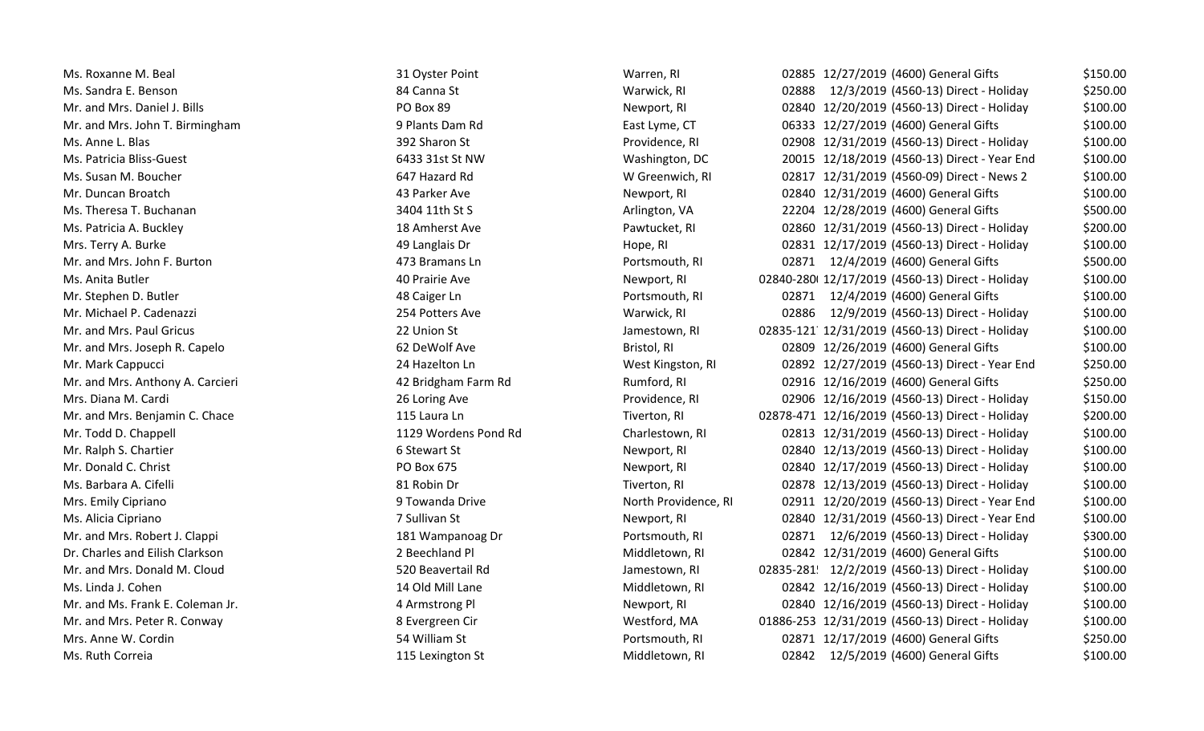| | | | | | | |
|---|---|---|---|---|---|---|
| Ms. Roxanne M. Beal | 31 Oyster Point | Warren, RI | 02885 | 12/27/2019 | (4600) General Gifts | $150.00 |
| Ms. Sandra E. Benson | 84 Canna St | Warwick, RI | 02888 | 12/3/2019 | (4560-13) Direct - Holiday | $250.00 |
| Mr. and Mrs. Daniel J. Bills | PO Box 89 | Newport, RI | 02840 | 12/20/2019 | (4560-13) Direct - Holiday | $100.00 |
| Mr. and Mrs. John T. Birmingham | 9 Plants Dam Rd | East Lyme, CT | 06333 | 12/27/2019 | (4600) General Gifts | $100.00 |
| Ms. Anne L. Blas | 392 Sharon St | Providence, RI | 02908 | 12/31/2019 | (4560-13) Direct - Holiday | $100.00 |
| Ms. Patricia Bliss-Guest | 6433 31st St NW | Washington, DC | 20015 | 12/18/2019 | (4560-13) Direct - Year End | $100.00 |
| Ms. Susan M. Boucher | 647 Hazard Rd | W Greenwich, RI | 02817 | 12/31/2019 | (4560-09) Direct - News 2 | $100.00 |
| Mr. Duncan Broatch | 43 Parker Ave | Newport, RI | 02840 | 12/31/2019 | (4600) General Gifts | $100.00 |
| Ms. Theresa T. Buchanan | 3404 11th St S | Arlington, VA | 22204 | 12/28/2019 | (4600) General Gifts | $500.00 |
| Ms. Patricia A. Buckley | 18 Amherst Ave | Pawtucket, RI | 02860 | 12/31/2019 | (4560-13) Direct - Holiday | $200.00 |
| Mrs. Terry A. Burke | 49 Langlais Dr | Hope, RI | 02831 | 12/17/2019 | (4560-13) Direct - Holiday | $100.00 |
| Mr. and Mrs. John F. Burton | 473 Bramans Ln | Portsmouth, RI | 02871 | 12/4/2019 | (4600) General Gifts | $500.00 |
| Ms. Anita Butler | 40 Prairie Ave | Newport, RI | 02840-280 | 12/17/2019 | (4560-13) Direct - Holiday | $100.00 |
| Mr. Stephen D. Butler | 48 Caiger Ln | Portsmouth, RI | 02871 | 12/4/2019 | (4600) General Gifts | $100.00 |
| Mr. Michael P. Cadenazzi | 254 Potters Ave | Warwick, RI | 02886 | 12/9/2019 | (4560-13) Direct - Holiday | $100.00 |
| Mr. and Mrs. Paul Gricus | 22 Union St | Jamestown, RI | 02835-121 | 12/31/2019 | (4560-13) Direct - Holiday | $100.00 |
| Mr. and Mrs. Joseph R. Capelo | 62 DeWolf Ave | Bristol, RI | 02809 | 12/26/2019 | (4600) General Gifts | $100.00 |
| Mr. Mark Cappucci | 24 Hazelton Ln | West Kingston, RI | 02892 | 12/27/2019 | (4560-13) Direct - Year End | $250.00 |
| Mr. and Mrs. Anthony A. Carcieri | 42 Bridgham Farm Rd | Rumford, RI | 02916 | 12/16/2019 | (4600) General Gifts | $250.00 |
| Mrs. Diana M. Cardi | 26 Loring Ave | Providence, RI | 02906 | 12/16/2019 | (4560-13) Direct - Holiday | $150.00 |
| Mr. and Mrs. Benjamin C. Chace | 115 Laura Ln | Tiverton, RI | 02878-471 | 12/16/2019 | (4560-13) Direct - Holiday | $200.00 |
| Mr. Todd D. Chappell | 1129 Wordens Pond Rd | Charlestown, RI | 02813 | 12/31/2019 | (4560-13) Direct - Holiday | $100.00 |
| Mr. Ralph S. Chartier | 6 Stewart St | Newport, RI | 02840 | 12/13/2019 | (4560-13) Direct - Holiday | $100.00 |
| Mr. Donald C. Christ | PO Box 675 | Newport, RI | 02840 | 12/17/2019 | (4560-13) Direct - Holiday | $100.00 |
| Ms. Barbara A. Cifelli | 81 Robin Dr | Tiverton, RI | 02878 | 12/13/2019 | (4560-13) Direct - Holiday | $100.00 |
| Mrs. Emily Cipriano | 9 Towanda Drive | North Providence, RI | 02911 | 12/20/2019 | (4560-13) Direct - Year End | $100.00 |
| Ms. Alicia Cipriano | 7 Sullivan St | Newport, RI | 02840 | 12/31/2019 | (4560-13) Direct - Year End | $100.00 |
| Mr. and Mrs. Robert J. Clappi | 181 Wampanoag Dr | Portsmouth, RI | 02871 | 12/6/2019 | (4560-13) Direct - Holiday | $300.00 |
| Dr. Charles and Eilish Clarkson | 2 Beechland Pl | Middletown, RI | 02842 | 12/31/2019 | (4600) General Gifts | $100.00 |
| Mr. and Mrs. Donald M. Cloud | 520 Beavertail Rd | Jamestown, RI | 02835-281 | 12/2/2019 | (4560-13) Direct - Holiday | $100.00 |
| Ms. Linda J. Cohen | 14 Old Mill Lane | Middletown, RI | 02842 | 12/16/2019 | (4560-13) Direct - Holiday | $100.00 |
| Mr. and Ms. Frank E. Coleman Jr. | 4 Armstrong Pl | Newport, RI | 02840 | 12/16/2019 | (4560-13) Direct - Holiday | $100.00 |
| Mr. and Mrs. Peter R. Conway | 8 Evergreen Cir | Westford, MA | 01886-253 | 12/31/2019 | (4560-13) Direct - Holiday | $100.00 |
| Mrs. Anne W. Cordin | 54 William St | Portsmouth, RI | 02871 | 12/17/2019 | (4600) General Gifts | $250.00 |
| Ms. Ruth Correia | 115 Lexington St | Middletown, RI | 02842 | 12/5/2019 | (4600) General Gifts | $100.00 |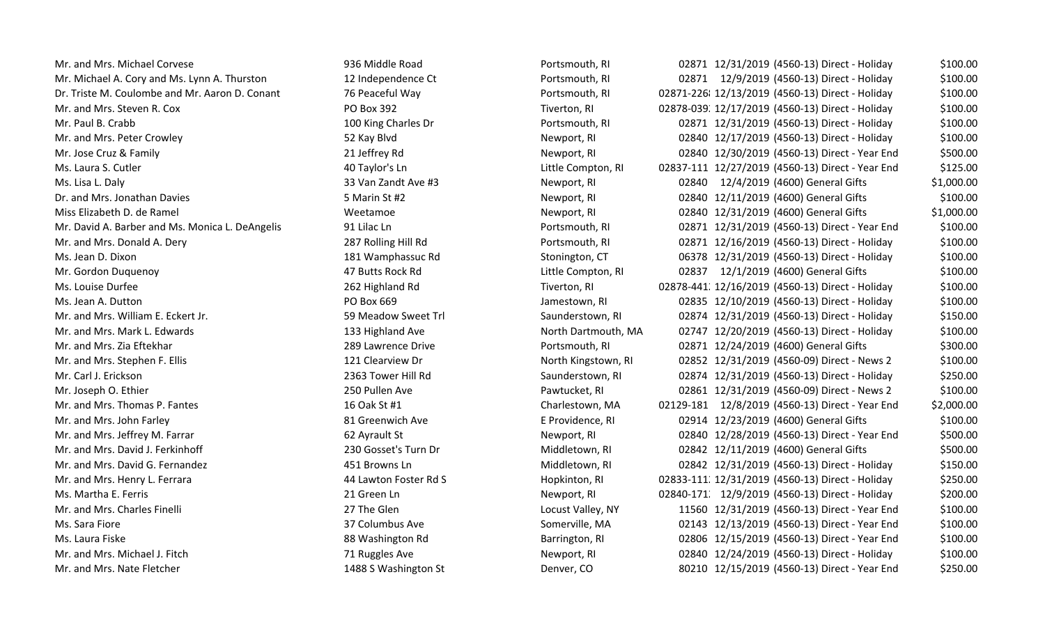| | | | | | | |
|---|---|---|---|---|---|---|
| Mr. and Mrs. Michael Corvese | 936 Middle Road | Portsmouth, RI | 02871 | 12/31/2019 | (4560-13) Direct - Holiday | $100.00 |
| Mr. Michael A. Cory and Ms. Lynn A. Thurston | 12 Independence Ct | Portsmouth, RI | 02871 | 12/9/2019 | (4560-13) Direct - Holiday | $100.00 |
| Dr. Triste M. Coulombe and Mr. Aaron D. Conant | 76 Peaceful Way | Portsmouth, RI | 02871-226 | 12/13/2019 | (4560-13) Direct - Holiday | $100.00 |
| Mr. and Mrs. Steven R. Cox | PO Box 392 | Tiverton, RI | 02878-039 | 12/17/2019 | (4560-13) Direct - Holiday | $100.00 |
| Mr. Paul B. Crabb | 100 King Charles Dr | Portsmouth, RI | 02871 | 12/31/2019 | (4560-13) Direct - Holiday | $100.00 |
| Mr. and Mrs. Peter Crowley | 52 Kay Blvd | Newport, RI | 02840 | 12/17/2019 | (4560-13) Direct - Holiday | $100.00 |
| Mr. Jose Cruz & Family | 21 Jeffrey Rd | Newport, RI | 02840 | 12/30/2019 | (4560-13) Direct - Year End | $500.00 |
| Ms. Laura S. Cutler | 40 Taylor's Ln | Little Compton, RI | 02837-111 | 12/27/2019 | (4560-13) Direct - Year End | $125.00 |
| Ms. Lisa L. Daly | 33 Van Zandt Ave #3 | Newport, RI | 02840 | 12/4/2019 | (4600) General Gifts | $1,000.00 |
| Dr. and Mrs. Jonathan Davies | 5 Marin St #2 | Newport, RI | 02840 | 12/11/2019 | (4600) General Gifts | $100.00 |
| Miss Elizabeth D. de Ramel | Weetamoe | Newport, RI | 02840 | 12/31/2019 | (4600) General Gifts | $1,000.00 |
| Mr. David A. Barber and Ms. Monica L. DeAngelis | 91 Lilac Ln | Portsmouth, RI | 02871 | 12/31/2019 | (4560-13) Direct - Year End | $100.00 |
| Mr. and Mrs. Donald A. Dery | 287 Rolling Hill Rd | Portsmouth, RI | 02871 | 12/16/2019 | (4560-13) Direct - Holiday | $100.00 |
| Ms. Jean D. Dixon | 181 Wamphassuc Rd | Stonington, CT | 06378 | 12/31/2019 | (4560-13) Direct - Holiday | $100.00 |
| Mr. Gordon Duquenoy | 47 Butts Rock Rd | Little Compton, RI | 02837 | 12/1/2019 | (4600) General Gifts | $100.00 |
| Ms. Louise Durfee | 262 Highland Rd | Tiverton, RI | 02878-441 | 12/16/2019 | (4560-13) Direct - Holiday | $100.00 |
| Ms. Jean A. Dutton | PO Box 669 | Jamestown, RI | 02835 | 12/10/2019 | (4560-13) Direct - Holiday | $100.00 |
| Mr. and Mrs. William E. Eckert Jr. | 59 Meadow Sweet Trl | Saunderstown, RI | 02874 | 12/31/2019 | (4560-13) Direct - Holiday | $150.00 |
| Mr. and Mrs. Mark L. Edwards | 133 Highland Ave | North Dartmouth, MA | 02747 | 12/20/2019 | (4560-13) Direct - Holiday | $100.00 |
| Mr. and Mrs. Zia Eftekhar | 289 Lawrence Drive | Portsmouth, RI | 02871 | 12/24/2019 | (4600) General Gifts | $300.00 |
| Mr. and Mrs. Stephen F. Ellis | 121 Clearview Dr | North Kingstown, RI | 02852 | 12/31/2019 | (4560-09) Direct - News 2 | $100.00 |
| Mr. Carl J. Erickson | 2363 Tower Hill Rd | Saunderstown, RI | 02874 | 12/31/2019 | (4560-13) Direct - Holiday | $250.00 |
| Mr. Joseph O. Ethier | 250 Pullen Ave | Pawtucket, RI | 02861 | 12/31/2019 | (4560-09) Direct - News 2 | $100.00 |
| Mr. and Mrs. Thomas P. Fantes | 16 Oak St #1 | Charlestown, MA | 02129-181 | 12/8/2019 | (4560-13) Direct - Year End | $2,000.00 |
| Mr. and Mrs. John Farley | 81 Greenwich Ave | E Providence, RI | 02914 | 12/23/2019 | (4600) General Gifts | $100.00 |
| Mr. and Mrs. Jeffrey M. Farrar | 62 Ayrault St | Newport, RI | 02840 | 12/28/2019 | (4560-13) Direct - Year End | $500.00 |
| Mr. and Mrs. David J. Ferkinhoff | 230 Gosset's Turn Dr | Middletown, RI | 02842 | 12/11/2019 | (4600) General Gifts | $500.00 |
| Mr. and Mrs. David G. Fernandez | 451 Browns Ln | Middletown, RI | 02842 | 12/31/2019 | (4560-13) Direct - Holiday | $150.00 |
| Mr. and Mrs. Henry L. Ferrara | 44 Lawton Foster Rd S | Hopkinton, RI | 02833-111 | 12/31/2019 | (4560-13) Direct - Holiday | $250.00 |
| Ms. Martha E. Ferris | 21 Green Ln | Newport, RI | 02840-171 | 12/9/2019 | (4560-13) Direct - Holiday | $200.00 |
| Mr. and Mrs. Charles Finelli | 27 The Glen | Locust Valley, NY | 11560 | 12/31/2019 | (4560-13) Direct - Year End | $100.00 |
| Ms. Sara Fiore | 37 Columbus Ave | Somerville, MA | 02143 | 12/13/2019 | (4560-13) Direct - Year End | $100.00 |
| Ms. Laura Fiske | 88 Washington Rd | Barrington, RI | 02806 | 12/15/2019 | (4560-13) Direct - Year End | $100.00 |
| Mr. and Mrs. Michael J. Fitch | 71 Ruggles Ave | Newport, RI | 02840 | 12/24/2019 | (4560-13) Direct - Holiday | $100.00 |
| Mr. and Mrs. Nate Fletcher | 1488 S Washington St | Denver, CO | 80210 | 12/15/2019 | (4560-13) Direct - Year End | $250.00 |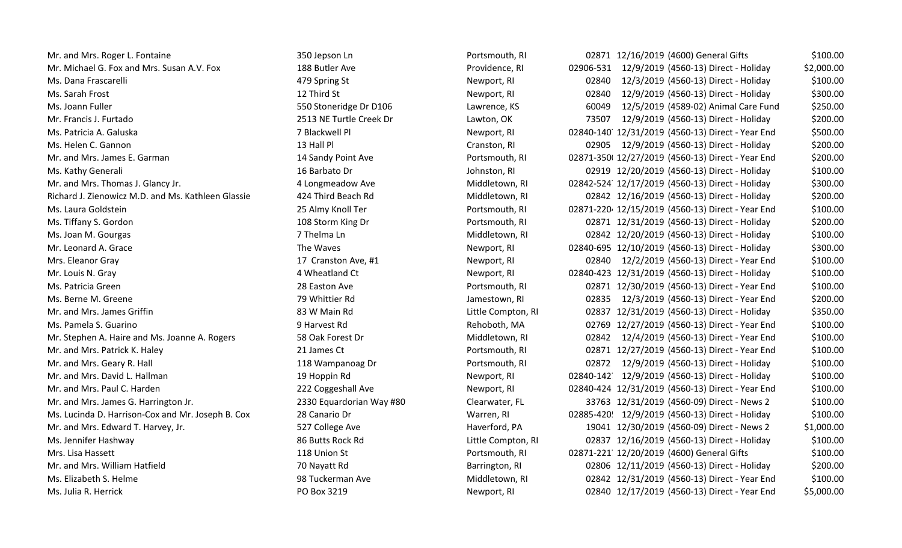| | | | | | | |
|---|---|---|---|---|---|---|
| Mr. and Mrs. Roger L. Fontaine | 350 Jepson Ln | Portsmouth, RI | 02871 | 12/16/2019 | (4600) General Gifts | $100.00 |
| Mr. Michael G. Fox and Mrs. Susan A.V. Fox | 188 Butler Ave | Providence, RI | 02906-531 | 12/9/2019 | (4560-13) Direct - Holiday | $2,000.00 |
| Ms. Dana Frascarelli | 479 Spring St | Newport, RI | 02840 | 12/3/2019 | (4560-13) Direct - Holiday | $100.00 |
| Ms. Sarah Frost | 12 Third St | Newport, RI | 02840 | 12/9/2019 | (4560-13) Direct - Holiday | $300.00 |
| Ms. Joann Fuller | 550 Stoneridge Dr D106 | Lawrence, KS | 60049 | 12/5/2019 | (4589-02) Animal Care Fund | $250.00 |
| Mr. Francis J. Furtado | 2513 NE Turtle Creek Dr | Lawton, OK | 73507 | 12/9/2019 | (4560-13) Direct - Holiday | $200.00 |
| Ms. Patricia A. Galuska | 7 Blackwell Pl | Newport, RI | 02840-140 | 12/31/2019 | (4560-13) Direct - Year End | $500.00 |
| Ms. Helen C. Gannon | 13 Hall Pl | Cranston, RI | 02905 | 12/9/2019 | (4560-13) Direct - Holiday | $200.00 |
| Mr. and Mrs. James E. Garman | 14 Sandy Point Ave | Portsmouth, RI | 02871-350 | 12/27/2019 | (4560-13) Direct - Year End | $200.00 |
| Ms. Kathy Generali | 16 Barbato Dr | Johnston, RI | 02919 | 12/20/2019 | (4560-13) Direct - Holiday | $100.00 |
| Mr. and Mrs. Thomas J. Glancy Jr. | 4 Longmeadow Ave | Middletown, RI | 02842-524 | 12/17/2019 | (4560-13) Direct - Holiday | $300.00 |
| Richard J. Zienowicz M.D. and Ms. Kathleen Glassie | 424 Third Beach Rd | Middletown, RI | 02842 | 12/16/2019 | (4560-13) Direct - Holiday | $200.00 |
| Ms. Laura Goldstein | 25 Almy Knoll Ter | Portsmouth, RI | 02871-220 | 12/15/2019 | (4560-13) Direct - Year End | $100.00 |
| Ms. Tiffany S. Gordon | 108 Storm King Dr | Portsmouth, RI | 02871 | 12/31/2019 | (4560-13) Direct - Holiday | $200.00 |
| Ms. Joan M. Gourgas | 7 Thelma Ln | Middletown, RI | 02842 | 12/20/2019 | (4560-13) Direct - Holiday | $100.00 |
| Mr. Leonard A. Grace | The Waves | Newport, RI | 02840-695 | 12/10/2019 | (4560-13) Direct - Holiday | $300.00 |
| Mrs. Eleanor Gray | 17 Cranston Ave, #1 | Newport, RI | 02840 | 12/2/2019 | (4560-13) Direct - Year End | $100.00 |
| Mr. Louis N. Gray | 4 Wheatland Ct | Newport, RI | 02840-423 | 12/31/2019 | (4560-13) Direct - Holiday | $100.00 |
| Ms. Patricia Green | 28 Easton Ave | Portsmouth, RI | 02871 | 12/30/2019 | (4560-13) Direct - Year End | $100.00 |
| Ms. Berne M. Greene | 79 Whittier Rd | Jamestown, RI | 02835 | 12/3/2019 | (4560-13) Direct - Year End | $200.00 |
| Mr. and Mrs. James Griffin | 83 W Main Rd | Little Compton, RI | 02837 | 12/31/2019 | (4560-13) Direct - Holiday | $350.00 |
| Ms. Pamela S. Guarino | 9 Harvest Rd | Rehoboth, MA | 02769 | 12/27/2019 | (4560-13) Direct - Year End | $100.00 |
| Mr. Stephen A. Haire and Ms. Joanne A. Rogers | 58 Oak Forest Dr | Middletown, RI | 02842 | 12/4/2019 | (4560-13) Direct - Year End | $100.00 |
| Mr. and Mrs. Patrick K. Haley | 21 James Ct | Portsmouth, RI | 02871 | 12/27/2019 | (4560-13) Direct - Year End | $100.00 |
| Mr. and Mrs. Geary R. Hall | 118 Wampanoag Dr | Portsmouth, RI | 02872 | 12/9/2019 | (4560-13) Direct - Holiday | $100.00 |
| Mr. and Mrs. David L. Hallman | 19 Hoppin Rd | Newport, RI | 02840-142 | 12/9/2019 | (4560-13) Direct - Holiday | $100.00 |
| Mr. and Mrs. Paul C. Harden | 222 Coggeshall Ave | Newport, RI | 02840-424 | 12/31/2019 | (4560-13) Direct - Year End | $100.00 |
| Mr. and Mrs. James G. Harrington Jr. | 2330 Equardorian Way #80 | Clearwater, FL | 33763 | 12/31/2019 | (4560-09) Direct - News 2 | $100.00 |
| Ms. Lucinda D. Harrison-Cox and Mr. Joseph B. Cox | 28 Canario Dr | Warren, RI | 02885-420 | 12/9/2019 | (4560-13) Direct - Holiday | $100.00 |
| Mr. and Mrs. Edward T. Harvey, Jr. | 527 College Ave | Haverford, PA | 19041 | 12/30/2019 | (4560-09) Direct - News 2 | $1,000.00 |
| Ms. Jennifer Hashway | 86 Butts Rock Rd | Little Compton, RI | 02837 | 12/16/2019 | (4560-13) Direct - Holiday | $100.00 |
| Mrs. Lisa Hassett | 118 Union St | Portsmouth, RI | 02871-221 | 12/20/2019 | (4600) General Gifts | $100.00 |
| Mr. and Mrs. William Hatfield | 70 Nayatt Rd | Barrington, RI | 02806 | 12/11/2019 | (4560-13) Direct - Holiday | $200.00 |
| Ms. Elizabeth S. Helme | 98 Tuckerman Ave | Middletown, RI | 02842 | 12/31/2019 | (4560-13) Direct - Year End | $100.00 |
| Ms. Julia R. Herrick | PO Box 3219 | Newport, RI | 02840 | 12/17/2019 | (4560-13) Direct - Year End | $5,000.00 |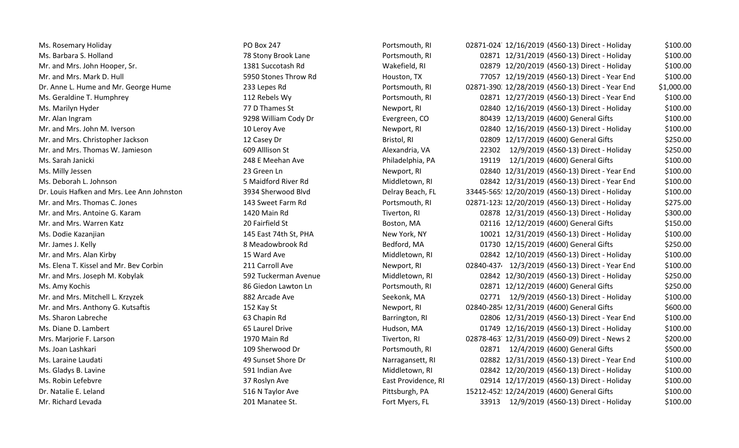| | | | | | | |
|---|---|---|---|---|---|---|
| Ms. Rosemary Holiday | PO Box 247 | Portsmouth, RI | 02871-024 | 12/16/2019 | (4560-13) Direct - Holiday | $100.00 |
| Ms. Barbara S. Holland | 78 Stony Brook Lane | Portsmouth, RI | 02871 | 12/31/2019 | (4560-13) Direct - Holiday | $100.00 |
| Mr. and Mrs. John Hooper, Sr. | 1381 Succotash Rd | Wakefield, RI | 02879 | 12/20/2019 | (4560-13) Direct - Holiday | $100.00 |
| Mr. and Mrs. Mark D. Hull | 5950 Stones Throw Rd | Houston, TX | 77057 | 12/19/2019 | (4560-13) Direct - Year End | $100.00 |
| Dr. Anne L. Hume and Mr. George Hume | 233 Lepes Rd | Portsmouth, RI | 02871-390 | 12/28/2019 | (4560-13) Direct - Year End | $1,000.00 |
| Ms. Geraldine T. Humphrey | 112 Rebels Wy | Portsmouth, RI | 02871 | 12/27/2019 | (4560-13) Direct - Year End | $100.00 |
| Ms. Marilyn Hyder | 77 D Thames St | Newport, RI | 02840 | 12/16/2019 | (4560-13) Direct - Holiday | $100.00 |
| Mr. Alan Ingram | 9298 William Cody Dr | Evergreen, CO | 80439 | 12/13/2019 | (4600) General Gifts | $100.00 |
| Mr. and Mrs. John M. Iverson | 10 Leroy Ave | Newport, RI | 02840 | 12/16/2019 | (4560-13) Direct - Holiday | $100.00 |
| Mr. and Mrs. Christopher Jackson | 12 Casey Dr | Bristol, RI | 02809 | 12/17/2019 | (4600) General Gifts | $250.00 |
| Mr. and Mrs. Thomas W. Jamieson | 609 Alllison St | Alexandria, VA | 22302 | 12/9/2019 | (4560-13) Direct - Holiday | $250.00 |
| Ms. Sarah Janicki | 248 E Meehan Ave | Philadelphia, PA | 19119 | 12/1/2019 | (4600) General Gifts | $100.00 |
| Ms. Milly Jessen | 23 Green Ln | Newport, RI | 02840 | 12/31/2019 | (4560-13) Direct - Year End | $100.00 |
| Ms. Deborah L. Johnson | 5 Maidford River Rd | Middletown, RI | 02842 | 12/31/2019 | (4560-13) Direct - Year End | $100.00 |
| Dr. Louis Hafken and Mrs. Lee Ann Johnston | 3934 Sherwood Blvd | Delray Beach, FL | 33445-565 | 12/20/2019 | (4560-13) Direct - Holiday | $100.00 |
| Mr. and Mrs. Thomas C. Jones | 143 Sweet Farm Rd | Portsmouth, RI | 02871-123 | 12/20/2019 | (4560-13) Direct - Holiday | $275.00 |
| Mr. and Mrs. Antoine G. Karam | 1420 Main Rd | Tiverton, RI | 02878 | 12/31/2019 | (4560-13) Direct - Holiday | $300.00 |
| Mr. and Mrs. Warren Katz | 20 Fairfield St | Boston, MA | 02116 | 12/12/2019 | (4600) General Gifts | $150.00 |
| Ms. Dodie Kazanjian | 145 East 74th St, PHA | New York, NY | 10021 | 12/31/2019 | (4560-13) Direct - Holiday | $100.00 |
| Mr. James J. Kelly | 8 Meadowbrook Rd | Bedford, MA | 01730 | 12/15/2019 | (4600) General Gifts | $250.00 |
| Mr. and Mrs. Alan Kirby | 15 Ward Ave | Middletown, RI | 02842 | 12/10/2019 | (4560-13) Direct - Holiday | $100.00 |
| Ms. Elena T. Kissel and Mr. Bev Corbin | 211 Carroll Ave | Newport, RI | 02840-437 | 12/3/2019 | (4560-13) Direct - Year End | $100.00 |
| Mr. and Mrs. Joseph M. Kobylak | 592 Tuckerman Avenue | Middletown, RI | 02842 | 12/30/2019 | (4560-13) Direct - Holiday | $250.00 |
| Ms. Amy Kochis | 86 Giedon Lawton Ln | Portsmouth, RI | 02871 | 12/12/2019 | (4600) General Gifts | $250.00 |
| Mr. and Mrs. Mitchell L. Krzyzek | 882 Arcade Ave | Seekonk, MA | 02771 | 12/9/2019 | (4560-13) Direct - Holiday | $100.00 |
| Mr. and Mrs. Anthony G. Kutsaftis | 152 Kay St | Newport, RI | 02840-285 | 12/31/2019 | (4600) General Gifts | $600.00 |
| Ms. Sharon Labreche | 63 Chapin Rd | Barrington, RI | 02806 | 12/31/2019 | (4560-13) Direct - Year End | $100.00 |
| Ms. Diane D. Lambert | 65 Laurel Drive | Hudson, MA | 01749 | 12/16/2019 | (4560-13) Direct - Holiday | $100.00 |
| Mrs. Marjorie F. Larson | 1970 Main Rd | Tiverton, RI | 02878-463 | 12/31/2019 | (4560-09) Direct - News 2 | $200.00 |
| Ms. Joan Lashkari | 109 Sherwood Dr | Portsmouth, RI | 02871 | 12/4/2019 | (4600) General Gifts | $500.00 |
| Ms. Laraine Laudati | 49 Sunset Shore Dr | Narragansett, RI | 02882 | 12/31/2019 | (4560-13) Direct - Year End | $100.00 |
| Ms. Gladys B. Lavine | 591 Indian Ave | Middletown, RI | 02842 | 12/20/2019 | (4560-13) Direct - Holiday | $100.00 |
| Ms. Robin Lefebvre | 37 Roslyn Ave | East Providence, RI | 02914 | 12/17/2019 | (4560-13) Direct - Holiday | $100.00 |
| Dr. Natalie E. Leland | 516 N Taylor Ave | Pittsburgh, PA | 15212-452 | 12/24/2019 | (4600) General Gifts | $100.00 |
| Mr. Richard Levada | 201 Manatee St. | Fort Myers, FL | 33913 | 12/9/2019 | (4560-13) Direct - Holiday | $100.00 |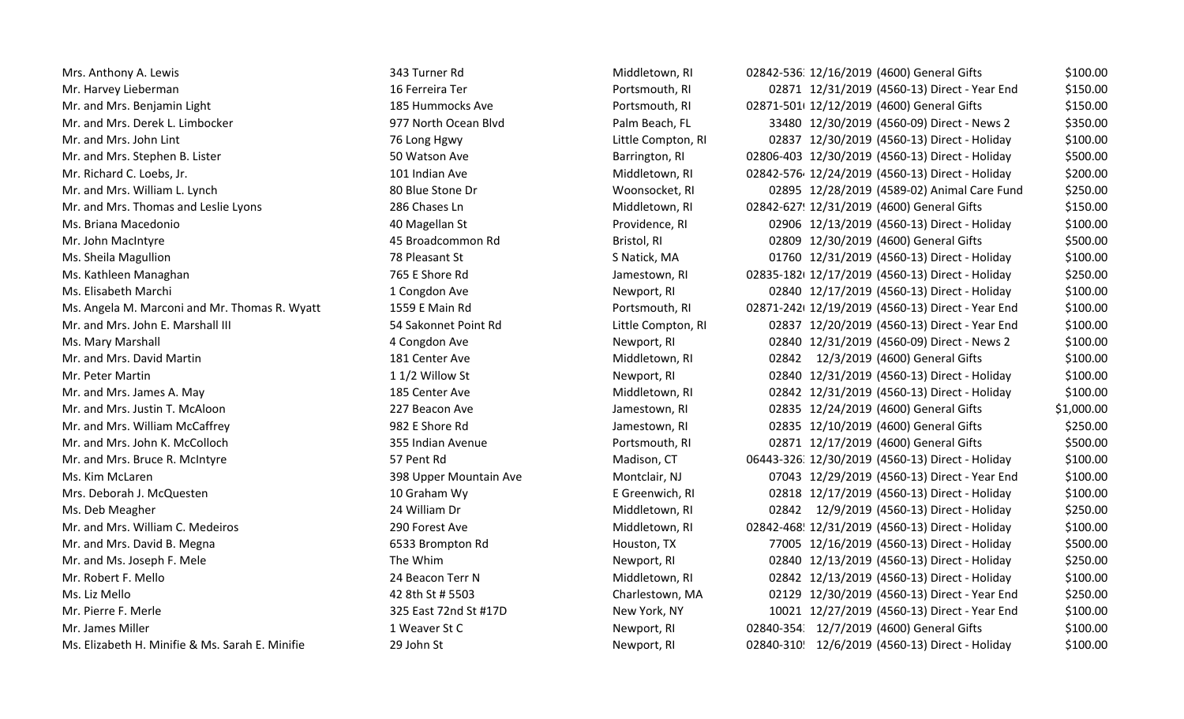| | | | | | | |
|---|---|---|---|---|---|---|
| Mrs. Anthony A. Lewis | 343 Turner Rd | Middletown, RI | 02842-536: | 12/16/2019 | (4600) General Gifts | $100.00 |
| Mr. Harvey Lieberman | 16 Ferreira Ter | Portsmouth, RI | 02871 | 12/31/2019 | (4560-13) Direct - Year End | $150.00 |
| Mr. and Mrs. Benjamin Light | 185 Hummocks Ave | Portsmouth, RI | 02871-501 | 12/12/2019 | (4600) General Gifts | $150.00 |
| Mr. and Mrs. Derek L. Limbocker | 977 North Ocean Blvd | Palm Beach, FL | 33480 | 12/30/2019 | (4560-09) Direct - News 2 | $350.00 |
| Mr. and Mrs. John Lint | 76 Long Hgwy | Little Compton, RI | 02837 | 12/30/2019 | (4560-13) Direct - Holiday | $100.00 |
| Mr. and Mrs. Stephen B. Lister | 50 Watson Ave | Barrington, RI | 02806-403 | 12/30/2019 | (4560-13) Direct - Holiday | $500.00 |
| Mr. Richard C. Loebs, Jr. | 101 Indian Ave | Middletown, RI | 02842-576 | 12/24/2019 | (4560-13) Direct - Holiday | $200.00 |
| Mr. and Mrs. William L. Lynch | 80 Blue Stone Dr | Woonsocket, RI | 02895 | 12/28/2019 | (4589-02) Animal Care Fund | $250.00 |
| Mr. and Mrs. Thomas and Leslie Lyons | 286 Chases Ln | Middletown, RI | 02842-627 | 12/31/2019 | (4600) General Gifts | $150.00 |
| Ms. Briana Macedonio | 40 Magellan St | Providence, RI | 02906 | 12/13/2019 | (4560-13) Direct - Holiday | $100.00 |
| Mr. John MacIntyre | 45 Broadcommon Rd | Bristol, RI | 02809 | 12/30/2019 | (4600) General Gifts | $500.00 |
| Ms. Sheila Magullion | 78 Pleasant St | S Natick, MA | 01760 | 12/31/2019 | (4560-13) Direct - Holiday | $100.00 |
| Ms. Kathleen Managhan | 765 E Shore Rd | Jamestown, RI | 02835-182 | 12/17/2019 | (4560-13) Direct - Holiday | $250.00 |
| Ms. Elisabeth Marchi | 1 Congdon Ave | Newport, RI | 02840 | 12/17/2019 | (4560-13) Direct - Holiday | $100.00 |
| Ms. Angela M. Marconi and Mr. Thomas R. Wyatt | 1559 E Main Rd | Portsmouth, RI | 02871-242 | 12/19/2019 | (4560-13) Direct - Year End | $100.00 |
| Mr. and Mrs. John E. Marshall III | 54 Sakonnet Point Rd | Little Compton, RI | 02837 | 12/20/2019 | (4560-13) Direct - Year End | $100.00 |
| Ms. Mary Marshall | 4 Congdon Ave | Newport, RI | 02840 | 12/31/2019 | (4560-09) Direct - News 2 | $100.00 |
| Mr. and Mrs. David Martin | 181 Center Ave | Middletown, RI | 02842 | 12/3/2019 | (4600) General Gifts | $100.00 |
| Mr. Peter Martin | 1 1/2 Willow St | Newport, RI | 02840 | 12/31/2019 | (4560-13) Direct - Holiday | $100.00 |
| Mr. and Mrs. James A. May | 185 Center Ave | Middletown, RI | 02842 | 12/31/2019 | (4560-13) Direct - Holiday | $100.00 |
| Mr. and Mrs. Justin T. McAloon | 227 Beacon Ave | Jamestown, RI | 02835 | 12/24/2019 | (4600) General Gifts | $1,000.00 |
| Mr. and Mrs. William McCaffrey | 982 E Shore Rd | Jamestown, RI | 02835 | 12/10/2019 | (4600) General Gifts | $250.00 |
| Mr. and Mrs. John K. McColloch | 355 Indian Avenue | Portsmouth, RI | 02871 | 12/17/2019 | (4600) General Gifts | $500.00 |
| Mr. and Mrs. Bruce R. McIntyre | 57 Pent Rd | Madison, CT | 06443-326: | 12/30/2019 | (4560-13) Direct - Holiday | $100.00 |
| Ms. Kim McLaren | 398 Upper Mountain Ave | Montclair, NJ | 07043 | 12/29/2019 | (4560-13) Direct - Year End | $100.00 |
| Mrs. Deborah J. McQuesten | 10 Graham Wy | E Greenwich, RI | 02818 | 12/17/2019 | (4560-13) Direct - Holiday | $100.00 |
| Ms. Deb Meagher | 24 William Dr | Middletown, RI | 02842 | 12/9/2019 | (4560-13) Direct - Holiday | $250.00 |
| Mr. and Mrs. William C. Medeiros | 290 Forest Ave | Middletown, RI | 02842-468 | 12/31/2019 | (4560-13) Direct - Holiday | $100.00 |
| Mr. and Mrs. David B. Megna | 6533 Brompton Rd | Houston, TX | 77005 | 12/16/2019 | (4560-13) Direct - Holiday | $500.00 |
| Mr. and Ms. Joseph F. Mele | The Whim | Newport, RI | 02840 | 12/13/2019 | (4560-13) Direct - Holiday | $250.00 |
| Mr. Robert F. Mello | 24 Beacon Terr N | Middletown, RI | 02842 | 12/13/2019 | (4560-13) Direct - Holiday | $100.00 |
| Ms. Liz Mello | 42 8th St # 5503 | Charlestown, MA | 02129 | 12/30/2019 | (4560-13) Direct - Year End | $250.00 |
| Mr. Pierre F. Merle | 325 East 72nd St #17D | New York, NY | 10021 | 12/27/2019 | (4560-13) Direct - Year End | $100.00 |
| Mr. James Miller | 1 Weaver St C | Newport, RI | 02840-354 | 12/7/2019 | (4600) General Gifts | $100.00 |
| Ms. Elizabeth H. Minifie & Ms. Sarah E. Minifie | 29 John St | Newport, RI | 02840-310 | 12/6/2019 | (4560-13) Direct - Holiday | $100.00 |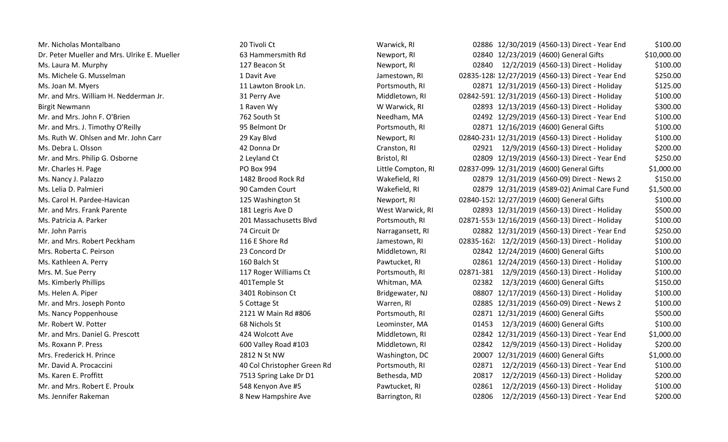| | | | | | | |
|---|---|---|---|---|---|---|
| Mr. Nicholas Montalbano | 20 Tivoli Ct | Warwick, RI | 02886 | 12/30/2019 | (4560-13) Direct - Year End | $100.00 |
| Dr. Peter Mueller and Mrs. Ulrike E. Mueller | 63 Hammersmith Rd | Newport, RI | 02840 | 12/23/2019 | (4600) General Gifts | $10,000.00 |
| Ms. Laura M. Murphy | 127 Beacon St | Newport, RI | 02840 | 12/2/2019 | (4560-13) Direct - Holiday | $100.00 |
| Ms. Michele G. Musselman | 1 Davit Ave | Jamestown, RI | 02835-128 | 12/27/2019 | (4560-13) Direct - Year End | $250.00 |
| Ms. Joan M. Myers | 11 Lawton Brook Ln. | Portsmouth, RI | 02871 | 12/31/2019 | (4560-13) Direct - Holiday | $125.00 |
| Mr. and Mrs. William H. Nedderman Jr. | 31 Perry Ave | Middletown, RI | 02842-591 | 12/31/2019 | (4560-13) Direct - Holiday | $100.00 |
| Birgit Newmann | 1 Raven Wy | W Warwick, RI | 02893 | 12/13/2019 | (4560-13) Direct - Holiday | $300.00 |
| Mr. and Mrs. John F. O'Brien | 762 South St | Needham, MA | 02492 | 12/29/2019 | (4560-13) Direct - Year End | $100.00 |
| Mr. and Mrs. J. Timothy O'Reilly | 95 Belmont Dr | Portsmouth, RI | 02871 | 12/16/2019 | (4600) General Gifts | $100.00 |
| Ms. Ruth W. Ohlsen and Mr. John Carr | 29 Kay Blvd | Newport, RI | 02840-231 | 12/31/2019 | (4560-13) Direct - Holiday | $100.00 |
| Ms. Debra L. Olsson | 42 Donna Dr | Cranston, RI | 02921 | 12/9/2019 | (4560-13) Direct - Holiday | $200.00 |
| Mr. and Mrs. Philip G. Osborne | 2 Leyland Ct | Bristol, RI | 02809 | 12/19/2019 | (4560-13) Direct - Year End | $250.00 |
| Mr. Charles H. Page | PO Box 994 | Little Compton, RI | 02837-099 | 12/31/2019 | (4600) General Gifts | $1,000.00 |
| Ms. Nancy J. Palazzo | 1482 Brood Rock Rd | Wakefield, RI | 02879 | 12/31/2019 | (4560-09) Direct - News 2 | $150.00 |
| Ms. Lelia D. Palmieri | 90 Camden Court | Wakefield, RI | 02879 | 12/31/2019 | (4589-02) Animal Care Fund | $1,500.00 |
| Ms. Carol H. Pardee-Havican | 125 Washington St | Newport, RI | 02840-152 | 12/27/2019 | (4600) General Gifts | $100.00 |
| Mr. and Mrs. Frank Parente | 181 Legris Ave D | West Warwick, RI | 02893 | 12/31/2019 | (4560-13) Direct - Holiday | $500.00 |
| Ms. Patricia A. Parker | 201 Massachusetts Blvd | Portsmouth, RI | 02871-553 | 12/16/2019 | (4560-13) Direct - Holiday | $100.00 |
| Mr. John Parris | 74 Circuit Dr | Narragansett, RI | 02882 | 12/31/2019 | (4560-13) Direct - Year End | $250.00 |
| Mr. and Mrs. Robert Peckham | 116 E Shore Rd | Jamestown, RI | 02835-162 | 12/2/2019 | (4560-13) Direct - Holiday | $100.00 |
| Mrs. Roberta C. Peirson | 23 Concord Dr | Middletown, RI | 02842 | 12/24/2019 | (4600) General Gifts | $100.00 |
| Ms. Kathleen A. Perry | 160 Balch St | Pawtucket, RI | 02861 | 12/24/2019 | (4560-13) Direct - Holiday | $100.00 |
| Mrs. M. Sue Perry | 117 Roger Williams Ct | Portsmouth, RI | 02871-381 | 12/9/2019 | (4560-13) Direct - Holiday | $100.00 |
| Ms. Kimberly Phillips | 401Temple St | Whitman, MA | 02382 | 12/3/2019 | (4600) General Gifts | $150.00 |
| Ms. Helen A. Piper | 3401 Robinson Ct | Bridgewater, NJ | 08807 | 12/17/2019 | (4560-13) Direct - Holiday | $100.00 |
| Mr. and Mrs. Joseph Ponto | 5 Cottage St | Warren, RI | 02885 | 12/31/2019 | (4560-09) Direct - News 2 | $100.00 |
| Ms. Nancy Poppenhouse | 2121 W Main Rd #806 | Portsmouth, RI | 02871 | 12/31/2019 | (4600) General Gifts | $500.00 |
| Mr. Robert W. Potter | 68 Nichols St | Leominster, MA | 01453 | 12/3/2019 | (4600) General Gifts | $100.00 |
| Mr. and Mrs. Daniel G. Prescott | 424 Wolcott Ave | Middletown, RI | 02842 | 12/31/2019 | (4560-13) Direct - Year End | $1,000.00 |
| Ms. Roxann P. Press | 600 Valley Road #103 | Middletown, RI | 02842 | 12/9/2019 | (4560-13) Direct - Holiday | $200.00 |
| Mrs. Frederick H. Prince | 2812 N St NW | Washington, DC | 20007 | 12/31/2019 | (4600) General Gifts | $1,000.00 |
| Mr. David A. Procaccini | 40 Col Christopher Green Rd | Portsmouth, RI | 02871 | 12/2/2019 | (4560-13) Direct - Year End | $100.00 |
| Ms. Karen E. Proffitt | 7513 Spring Lake Dr D1 | Bethesda, MD | 20817 | 12/2/2019 | (4560-13) Direct - Holiday | $200.00 |
| Mr. and Mrs. Robert E. Proulx | 548 Kenyon Ave #5 | Pawtucket, RI | 02861 | 12/2/2019 | (4560-13) Direct - Holiday | $100.00 |
| Ms. Jennifer Rakeman | 8 New Hampshire Ave | Barrington, RI | 02806 | 12/2/2019 | (4560-13) Direct - Year End | $200.00 |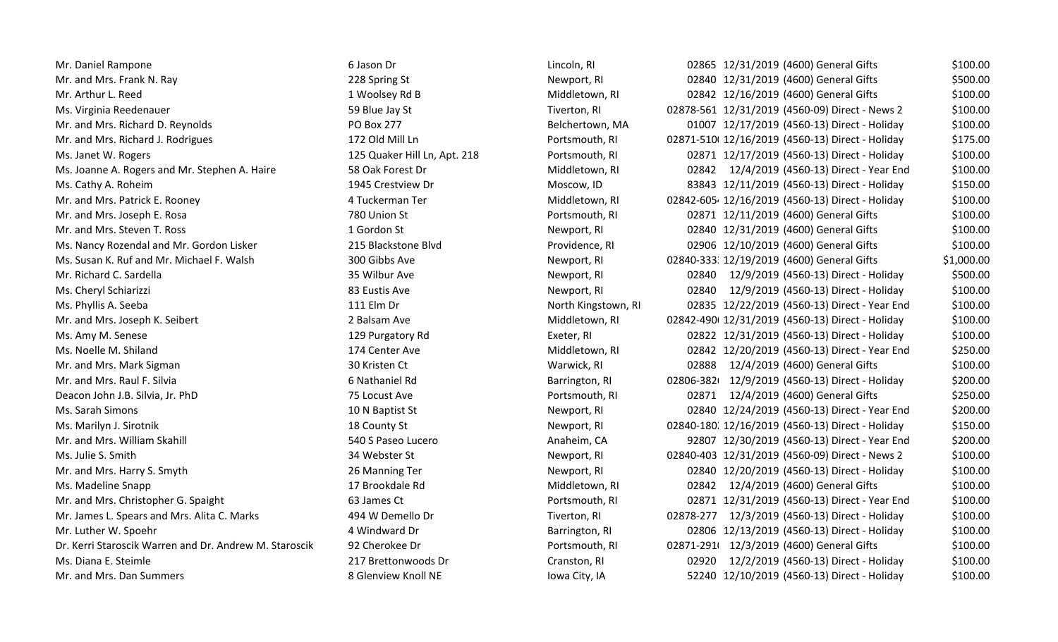| | | | | | | |
|---|---|---|---|---|---|---|
| Mr. Daniel Rampone | 6 Jason Dr | Lincoln, RI | 02865 | 12/31/2019 | (4600) General Gifts | $100.00 |
| Mr. and Mrs. Frank N. Ray | 228 Spring St | Newport, RI | 02840 | 12/31/2019 | (4600) General Gifts | $500.00 |
| Mr. Arthur L. Reed | 1 Woolsey Rd B | Middletown, RI | 02842 | 12/16/2019 | (4600) General Gifts | $100.00 |
| Ms. Virginia Reedenauer | 59 Blue Jay St | Tiverton, RI | 02878-561 | 12/31/2019 | (4560-09) Direct - News 2 | $100.00 |
| Mr. and Mrs. Richard D. Reynolds | PO Box 277 | Belchertown, MA | 01007 | 12/17/2019 | (4560-13) Direct - Holiday | $100.00 |
| Mr. and Mrs. Richard J. Rodrigues | 172 Old Mill Ln | Portsmouth, RI | 02871-510 | 12/16/2019 | (4560-13) Direct - Holiday | $175.00 |
| Ms. Janet W. Rogers | 125 Quaker Hill Ln, Apt. 218 | Portsmouth, RI | 02871 | 12/17/2019 | (4560-13) Direct - Holiday | $100.00 |
| Ms. Joanne A. Rogers and Mr. Stephen A. Haire | 58 Oak Forest Dr | Middletown, RI | 02842 | 12/4/2019 | (4560-13) Direct - Year End | $100.00 |
| Ms. Cathy A. Roheim | 1945 Crestview Dr | Moscow, ID | 83843 | 12/11/2019 | (4560-13) Direct - Holiday | $150.00 |
| Mr. and Mrs. Patrick E. Rooney | 4 Tuckerman Ter | Middletown, RI | 02842-605 | 12/16/2019 | (4560-13) Direct - Holiday | $100.00 |
| Mr. and Mrs. Joseph E. Rosa | 780 Union St | Portsmouth, RI | 02871 | 12/11/2019 | (4600) General Gifts | $100.00 |
| Mr. and Mrs. Steven T. Ross | 1 Gordon St | Newport, RI | 02840 | 12/31/2019 | (4600) General Gifts | $100.00 |
| Ms. Nancy Rozendal and Mr. Gordon Lisker | 215 Blackstone Blvd | Providence, RI | 02906 | 12/10/2019 | (4600) General Gifts | $100.00 |
| Ms. Susan K. Ruf and Mr. Michael F. Walsh | 300 Gibbs Ave | Newport, RI | 02840-333 | 12/19/2019 | (4600) General Gifts | $1,000.00 |
| Mr. Richard C. Sardella | 35 Wilbur Ave | Newport, RI | 02840 | 12/9/2019 | (4560-13) Direct - Holiday | $500.00 |
| Ms. Cheryl Schiarizzi | 83 Eustis Ave | Newport, RI | 02840 | 12/9/2019 | (4560-13) Direct - Holiday | $100.00 |
| Ms. Phyllis A. Seeba | 111 Elm Dr | North Kingstown, RI | 02835 | 12/22/2019 | (4560-13) Direct - Year End | $100.00 |
| Mr. and Mrs. Joseph K. Seibert | 2 Balsam Ave | Middletown, RI | 02842-490 | 12/31/2019 | (4560-13) Direct - Holiday | $100.00 |
| Ms. Amy M. Senese | 129 Purgatory Rd | Exeter, RI | 02822 | 12/31/2019 | (4560-13) Direct - Holiday | $100.00 |
| Ms. Noelle M. Shiland | 174 Center Ave | Middletown, RI | 02842 | 12/20/2019 | (4560-13) Direct - Year End | $250.00 |
| Mr. and Mrs. Mark Sigman | 30 Kristen Ct | Warwick, RI | 02888 | 12/4/2019 | (4600) General Gifts | $100.00 |
| Mr. and Mrs. Raul F. Silvia | 6 Nathaniel Rd | Barrington, RI | 02806-382 | 12/9/2019 | (4560-13) Direct - Holiday | $200.00 |
| Deacon John J.B. Silvia, Jr. PhD | 75 Locust Ave | Portsmouth, RI | 02871 | 12/4/2019 | (4600) General Gifts | $250.00 |
| Ms. Sarah Simons | 10 N Baptist St | Newport, RI | 02840 | 12/24/2019 | (4560-13) Direct - Year End | $200.00 |
| Ms. Marilyn J. Sirotnik | 18 County St | Newport, RI | 02840-180 | 12/16/2019 | (4560-13) Direct - Holiday | $150.00 |
| Mr. and Mrs. William Skahill | 540 S Paseo Lucero | Anaheim, CA | 92807 | 12/30/2019 | (4560-13) Direct - Year End | $200.00 |
| Ms. Julie S. Smith | 34 Webster St | Newport, RI | 02840-403 | 12/31/2019 | (4560-09) Direct - News 2 | $100.00 |
| Mr. and Mrs. Harry S. Smyth | 26 Manning Ter | Newport, RI | 02840 | 12/20/2019 | (4560-13) Direct - Holiday | $100.00 |
| Ms. Madeline Snapp | 17 Brookdale Rd | Middletown, RI | 02842 | 12/4/2019 | (4600) General Gifts | $100.00 |
| Mr. and Mrs. Christopher G. Spaight | 63 James Ct | Portsmouth, RI | 02871 | 12/31/2019 | (4560-13) Direct - Year End | $100.00 |
| Mr. James L. Spears and Mrs. Alita C. Marks | 494 W Demello Dr | Tiverton, RI | 02878-277 | 12/3/2019 | (4560-13) Direct - Holiday | $100.00 |
| Mr. Luther W. Spoehr | 4 Windward Dr | Barrington, RI | 02806 | 12/13/2019 | (4560-13) Direct - Holiday | $100.00 |
| Dr. Kerri Staroscik Warren and Dr. Andrew M. Staroscik | 92 Cherokee Dr | Portsmouth, RI | 02871-291 | 12/3/2019 | (4600) General Gifts | $100.00 |
| Ms. Diana E. Steimle | 217 Brettonwoods Dr | Cranston, RI | 02920 | 12/2/2019 | (4560-13) Direct - Holiday | $100.00 |
| Mr. and Mrs. Dan Summers | 8 Glenview Knoll NE | Iowa City, IA | 52240 | 12/10/2019 | (4560-13) Direct - Holiday | $100.00 |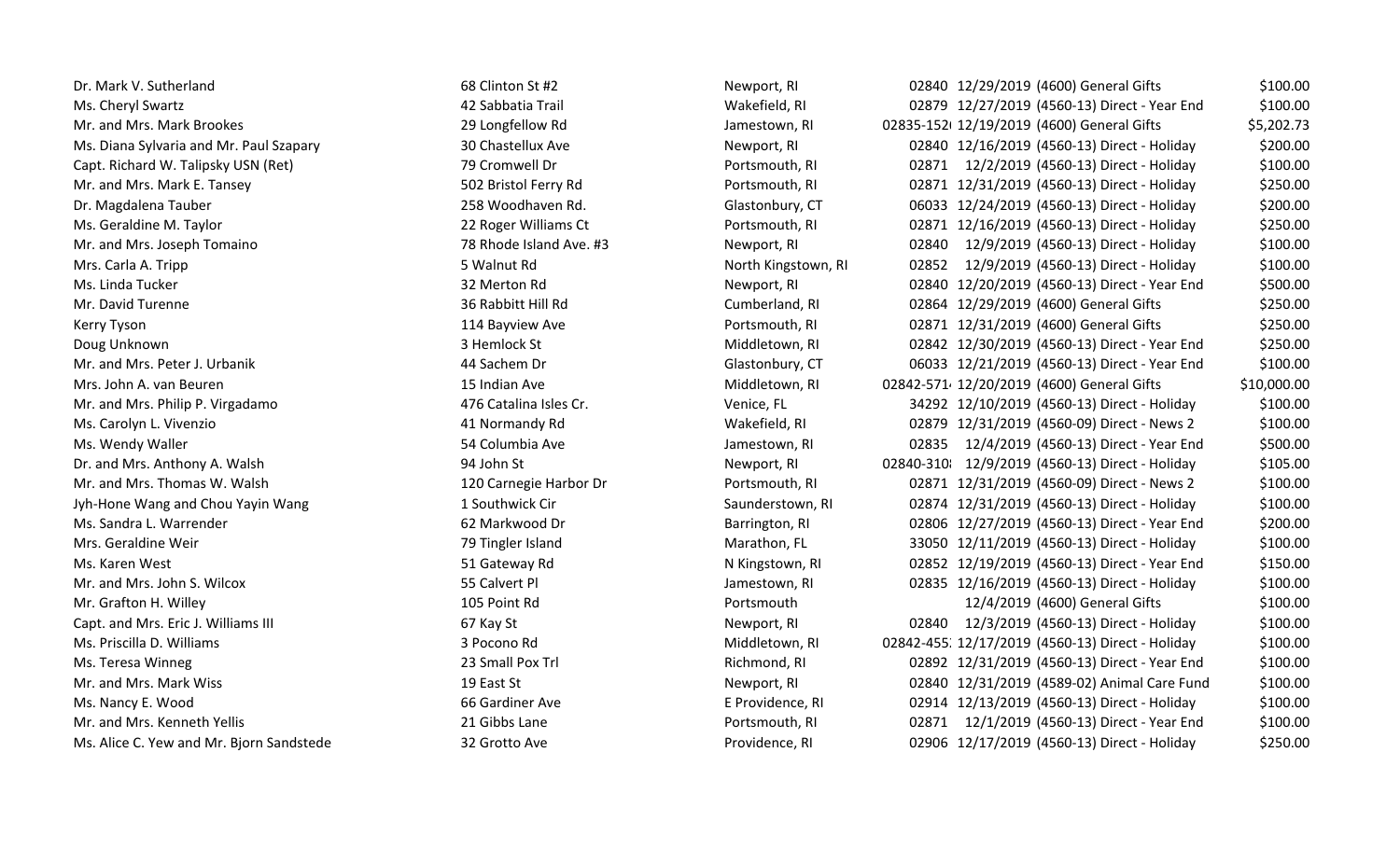| | | | | | | |
|---|---|---|---|---|---|---|
| Dr. Mark V. Sutherland | 68 Clinton St #2 | Newport, RI | 02840 | 12/29/2019 | (4600) General Gifts | $100.00 |
| Ms. Cheryl Swartz | 42 Sabbatia Trail | Wakefield, RI | 02879 | 12/27/2019 | (4560-13) Direct - Year End | $100.00 |
| Mr. and Mrs. Mark Brookes | 29 Longfellow Rd | Jamestown, RI | 02835-152 | 12/19/2019 | (4600) General Gifts | $5,202.73 |
| Ms. Diana Sylvaria and Mr. Paul Szapary | 30 Chastellux Ave | Newport, RI | 02840 | 12/16/2019 | (4560-13) Direct - Holiday | $200.00 |
| Capt. Richard W. Talipsky USN (Ret) | 79 Cromwell Dr | Portsmouth, RI | 02871 | 12/2/2019 | (4560-13) Direct - Holiday | $100.00 |
| Mr. and Mrs. Mark E. Tansey | 502 Bristol Ferry Rd | Portsmouth, RI | 02871 | 12/31/2019 | (4560-13) Direct - Holiday | $250.00 |
| Dr. Magdalena Tauber | 258 Woodhaven Rd. | Glastonbury, CT | 06033 | 12/24/2019 | (4560-13) Direct - Holiday | $200.00 |
| Ms. Geraldine M. Taylor | 22 Roger Williams Ct | Portsmouth, RI | 02871 | 12/16/2019 | (4560-13) Direct - Holiday | $250.00 |
| Mr. and Mrs. Joseph Tomaino | 78 Rhode Island Ave. #3 | Newport, RI | 02840 | 12/9/2019 | (4560-13) Direct - Holiday | $100.00 |
| Mrs. Carla A. Tripp | 5 Walnut Rd | North Kingstown, RI | 02852 | 12/9/2019 | (4560-13) Direct - Holiday | $100.00 |
| Ms. Linda Tucker | 32 Merton Rd | Newport, RI | 02840 | 12/20/2019 | (4560-13) Direct - Year End | $500.00 |
| Mr. David Turenne | 36 Rabbitt Hill Rd | Cumberland, RI | 02864 | 12/29/2019 | (4600) General Gifts | $250.00 |
| Kerry Tyson | 114 Bayview Ave | Portsmouth, RI | 02871 | 12/31/2019 | (4600) General Gifts | $250.00 |
| Doug Unknown | 3 Hemlock St | Middletown, RI | 02842 | 12/30/2019 | (4560-13) Direct - Year End | $250.00 |
| Mr. and Mrs. Peter J. Urbanik | 44 Sachem Dr | Glastonbury, CT | 06033 | 12/21/2019 | (4560-13) Direct - Year End | $100.00 |
| Mrs. John A. van Beuren | 15 Indian Ave | Middletown, RI | 02842-571 | 12/20/2019 | (4600) General Gifts | $10,000.00 |
| Mr. and Mrs. Philip P. Virgadamo | 476 Catalina Isles Cr. | Venice, FL | 34292 | 12/10/2019 | (4560-13) Direct - Holiday | $100.00 |
| Ms. Carolyn L. Vivenzio | 41 Normandy Rd | Wakefield, RI | 02879 | 12/31/2019 | (4560-09) Direct - News 2 | $100.00 |
| Ms. Wendy Waller | 54 Columbia Ave | Jamestown, RI | 02835 | 12/4/2019 | (4560-13) Direct - Year End | $500.00 |
| Dr. and Mrs. Anthony A. Walsh | 94 John St | Newport, RI | 02840-310 | 12/9/2019 | (4560-13) Direct - Holiday | $105.00 |
| Mr. and Mrs. Thomas W. Walsh | 120 Carnegie Harbor Dr | Portsmouth, RI | 02871 | 12/31/2019 | (4560-09) Direct - News 2 | $100.00 |
| Jyh-Hone Wang and Chou Yayin Wang | 1 Southwick Cir | Saunderstown, RI | 02874 | 12/31/2019 | (4560-13) Direct - Holiday | $100.00 |
| Ms. Sandra L. Warrender | 62 Markwood Dr | Barrington, RI | 02806 | 12/27/2019 | (4560-13) Direct - Year End | $200.00 |
| Mrs. Geraldine Weir | 79 Tingler Island | Marathon, FL | 33050 | 12/11/2019 | (4560-13) Direct - Holiday | $100.00 |
| Ms. Karen West | 51 Gateway Rd | N Kingstown, RI | 02852 | 12/19/2019 | (4560-13) Direct - Year End | $150.00 |
| Mr. and Mrs. John S. Wilcox | 55 Calvert Pl | Jamestown, RI | 02835 | 12/16/2019 | (4560-13) Direct - Holiday | $100.00 |
| Mr. Grafton H. Willey | 105 Point Rd | Portsmouth | | 12/4/2019 | (4600) General Gifts | $100.00 |
| Capt. and Mrs. Eric J. Williams III | 67 Kay St | Newport, RI | 02840 | 12/3/2019 | (4560-13) Direct - Holiday | $100.00 |
| Ms. Priscilla D. Williams | 3 Pocono Rd | Middletown, RI | 02842-455 | 12/17/2019 | (4560-13) Direct - Holiday | $100.00 |
| Ms. Teresa Winneg | 23 Small Pox Trl | Richmond, RI | 02892 | 12/31/2019 | (4560-13) Direct - Year End | $100.00 |
| Mr. and Mrs. Mark Wiss | 19 East St | Newport, RI | 02840 | 12/31/2019 | (4589-02) Animal Care Fund | $100.00 |
| Ms. Nancy E. Wood | 66 Gardiner Ave | E Providence, RI | 02914 | 12/13/2019 | (4560-13) Direct - Holiday | $100.00 |
| Mr. and Mrs. Kenneth Yellis | 21 Gibbs Lane | Portsmouth, RI | 02871 | 12/1/2019 | (4560-13) Direct - Year End | $100.00 |
| Ms. Alice C. Yew and Mr. Bjorn Sandstede | 32 Grotto Ave | Providence, RI | 02906 | 12/17/2019 | (4560-13) Direct - Holiday | $250.00 |